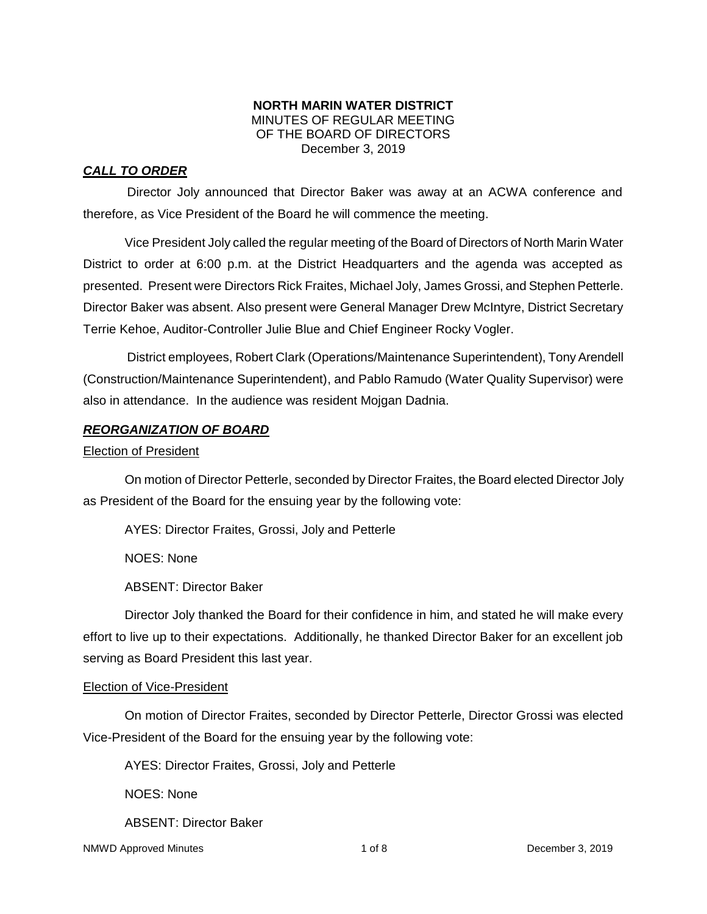**NORTH MARIN WATER DISTRICT**
MINUTES OF REGULAR MEETING
OF THE BOARD OF DIRECTORS
December 3, 2019

## ***CALL TO ORDER***

Director Joly announced that Director Baker was away at an ACWA conference and therefore, as Vice President of the Board he will commence the meeting.

Vice President Joly called the regular meeting of the Board of Directors of North Marin Water District to order at 6:00 p.m. at the District Headquarters and the agenda was accepted as presented. Present were Directors Rick Fraites, Michael Joly, James Grossi, and Stephen Petterle. Director Baker was absent. Also present were General Manager Drew McIntyre, District Secretary Terrie Kehoe, Auditor-Controller Julie Blue and Chief Engineer Rocky Vogler.

District employees, Robert Clark (Operations/Maintenance Superintendent), Tony Arendell (Construction/Maintenance Superintendent), and Pablo Ramudo (Water Quality Supervisor) were also in attendance. In the audience was resident Mojgan Dadnia.

## ***REORGANIZATION OF BOARD***

### Election of President

On motion of Director Petterle, seconded by Director Fraites, the Board elected Director Joly as President of the Board for the ensuing year by the following vote:

AYES: Director Fraites, Grossi, Joly and Petterle

NOES: None

ABSENT: Director Baker

Director Joly thanked the Board for their confidence in him, and stated he will make every effort to live up to their expectations. Additionally, he thanked Director Baker for an excellent job serving as Board President this last year.

### Election of Vice-President

On motion of Director Fraites, seconded by Director Petterle, Director Grossi was elected Vice-President of the Board for the ensuing year by the following vote:

AYES: Director Fraites, Grossi, Joly and Petterle

NOES: None

ABSENT: Director Baker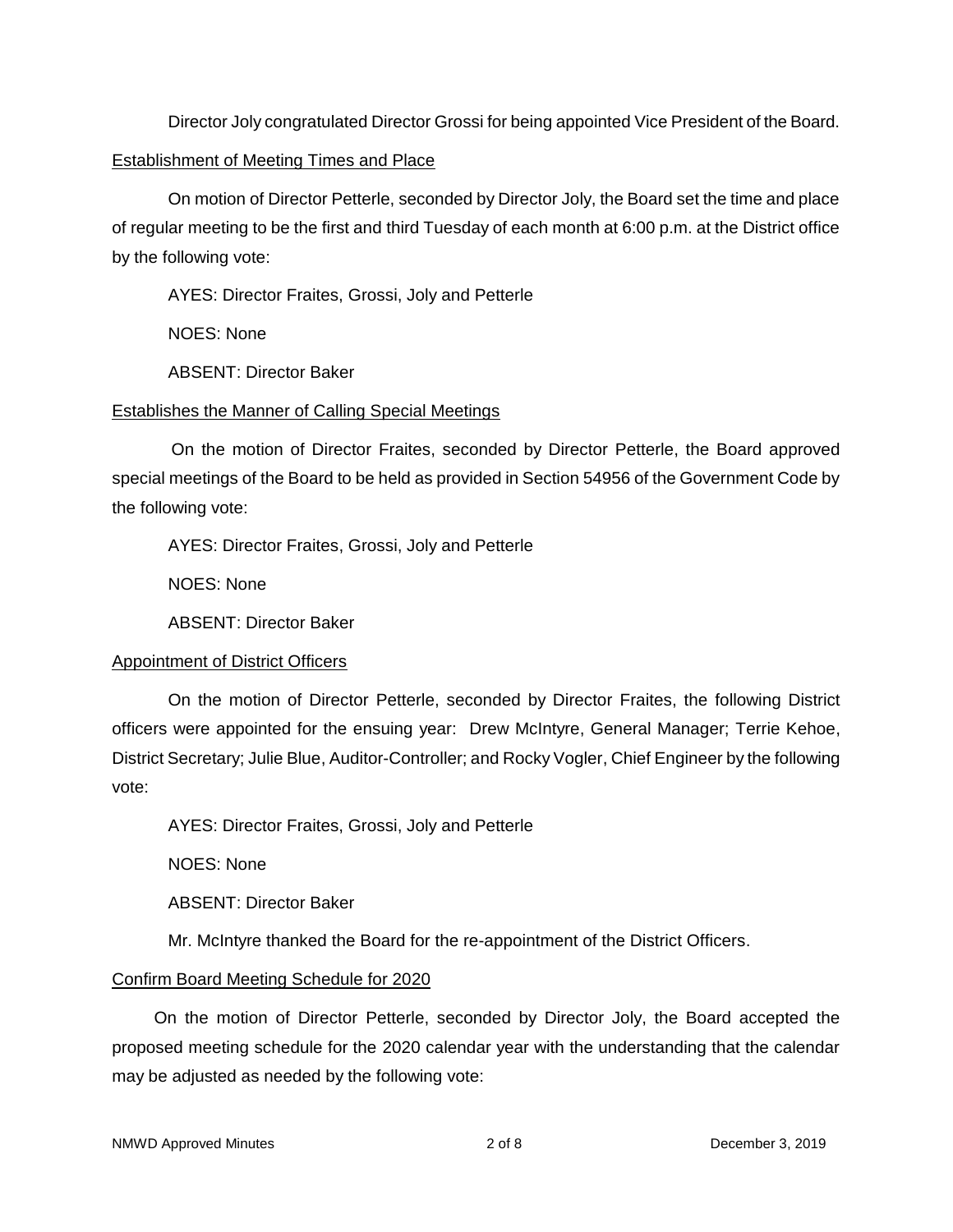Director Joly congratulated Director Grossi for being appointed Vice President of the Board.

Establishment of Meeting Times and Place

On motion of Director Petterle, seconded by Director Joly, the Board set the time and place of regular meeting to be the first and third Tuesday of each month at 6:00 p.m. at the District office by the following vote:

AYES: Director Fraites, Grossi, Joly and Petterle

NOES: None

ABSENT: Director Baker

Establishes the Manner of Calling Special Meetings

On the motion of Director Fraites, seconded by Director Petterle, the Board approved special meetings of the Board to be held as provided in Section 54956 of the Government Code by the following vote:

AYES: Director Fraites, Grossi, Joly and Petterle

NOES: None

ABSENT: Director Baker

Appointment of District Officers

On the motion of Director Petterle, seconded by Director Fraites, the following District officers were appointed for the ensuing year: Drew McIntyre, General Manager; Terrie Kehoe, District Secretary; Julie Blue, Auditor-Controller; and Rocky Vogler, Chief Engineer by the following vote:

AYES: Director Fraites, Grossi, Joly and Petterle

NOES: None

ABSENT: Director Baker

Mr. McIntyre thanked the Board for the re-appointment of the District Officers.

Confirm Board Meeting Schedule for 2020

On the motion of Director Petterle, seconded by Director Joly, the Board accepted the proposed meeting schedule for the 2020 calendar year with the understanding that the calendar may be adjusted as needed by the following vote: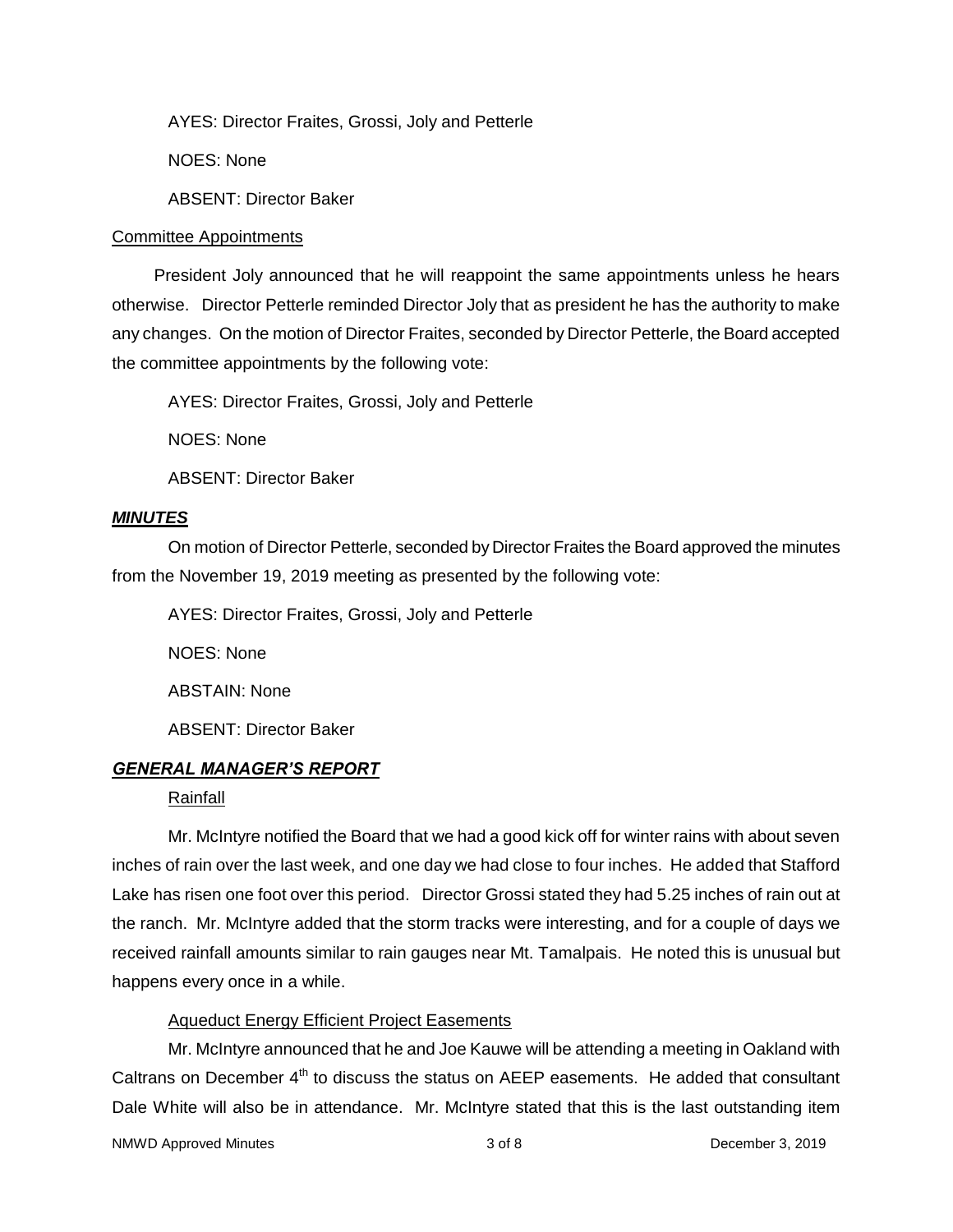AYES: Director Fraites, Grossi, Joly and Petterle

NOES: None

ABSENT: Director Baker

<u>Committee Appointments</u>

President Joly announced that he will reappoint the same appointments unless he hears otherwise. Director Petterle reminded Director Joly that as president he has the authority to make any changes. On the motion of Director Fraites, seconded by Director Petterle, the Board accepted the committee appointments by the following vote:

AYES: Director Fraites, Grossi, Joly and Petterle

NOES: None

ABSENT: Director Baker

## ***MINUTES***

On motion of Director Petterle, seconded by Director Fraites the Board approved the minutes from the November 19, 2019 meeting as presented by the following vote:

AYES: Director Fraites, Grossi, Joly and Petterle

NOES: None

ABSTAIN: None

ABSENT: Director Baker

## ***GENERAL MANAGER'S REPORT***

<u>Rainfall</u>

Mr. McIntyre notified the Board that we had a good kick off for winter rains with about seven inches of rain over the last week, and one day we had close to four inches. He added that Stafford Lake has risen one foot over this period. Director Grossi stated they had 5.25 inches of rain out at the ranch. Mr. McIntyre added that the storm tracks were interesting, and for a couple of days we received rainfall amounts similar to rain gauges near Mt. Tamalpais. He noted this is unusual but happens every once in a while.

<u>Aqueduct Energy Efficient Project Easements</u>

Mr. McIntyre announced that he and Joe Kauwe will be attending a meeting in Oakland with Caltrans on December 4th to discuss the status on AEEP easements. He added that consultant Dale White will also be in attendance. Mr. McIntyre stated that this is the last outstanding item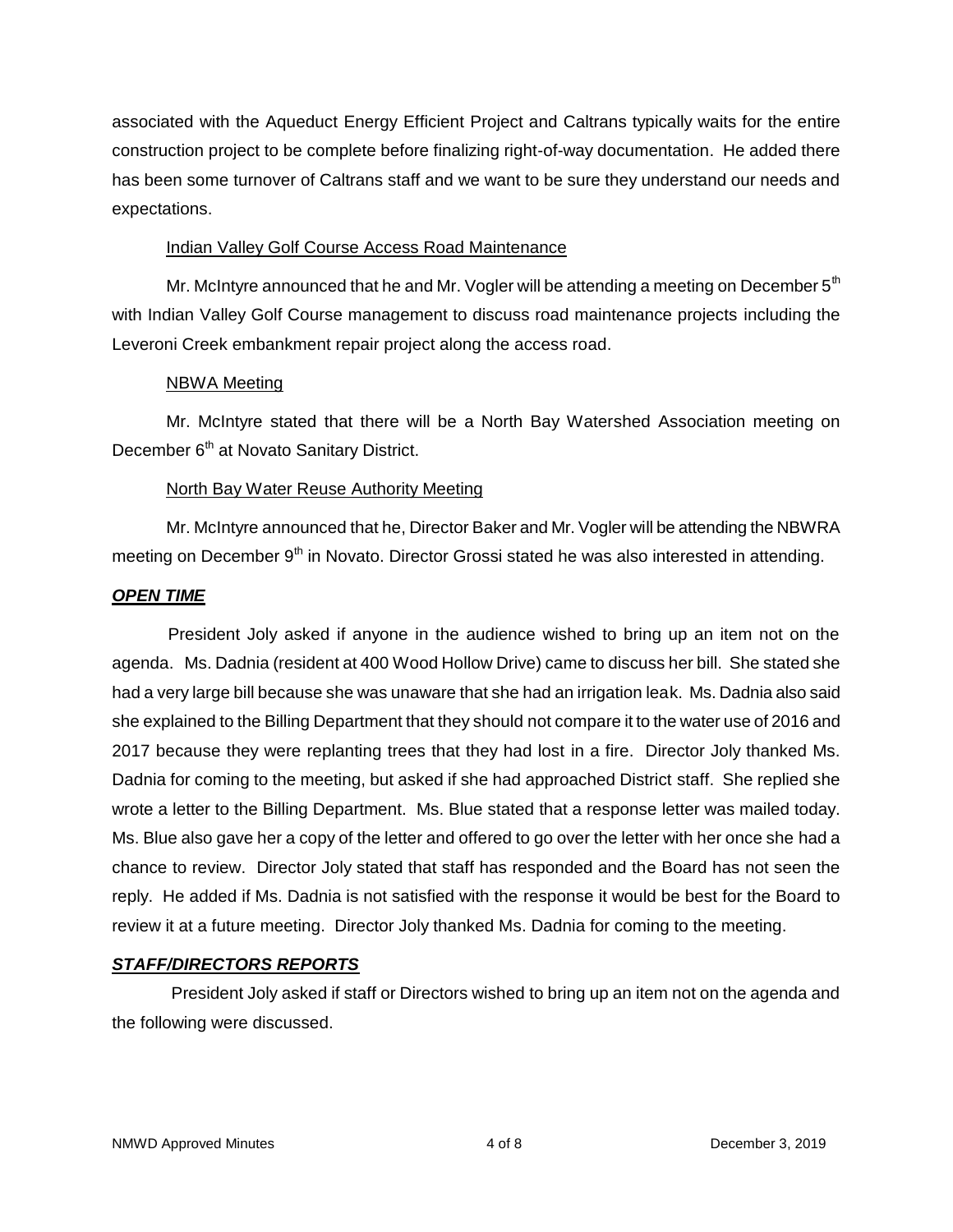associated with the Aqueduct Energy Efficient Project and Caltrans typically waits for the entire construction project to be complete before finalizing right-of-way documentation. He added there has been some turnover of Caltrans staff and we want to be sure they understand our needs and expectations.

Indian Valley Golf Course Access Road Maintenance

Mr. McIntyre announced that he and Mr. Vogler will be attending a meeting on December 5th with Indian Valley Golf Course management to discuss road maintenance projects including the Leveroni Creek embankment repair project along the access road.

NBWA Meeting

Mr. McIntyre stated that there will be a North Bay Watershed Association meeting on December 6th at Novato Sanitary District.

North Bay Water Reuse Authority Meeting

Mr. McIntyre announced that he, Director Baker and Mr. Vogler will be attending the NBWRA meeting on December 9th in Novato. Director Grossi stated he was also interested in attending.

***OPEN TIME***

President Joly asked if anyone in the audience wished to bring up an item not on the agenda. Ms. Dadnia (resident at 400 Wood Hollow Drive) came to discuss her bill. She stated she had a very large bill because she was unaware that she had an irrigation leak. Ms. Dadnia also said she explained to the Billing Department that they should not compare it to the water use of 2016 and 2017 because they were replanting trees that they had lost in a fire. Director Joly thanked Ms. Dadnia for coming to the meeting, but asked if she had approached District staff. She replied she wrote a letter to the Billing Department. Ms. Blue stated that a response letter was mailed today. Ms. Blue also gave her a copy of the letter and offered to go over the letter with her once she had a chance to review. Director Joly stated that staff has responded and the Board has not seen the reply. He added if Ms. Dadnia is not satisfied with the response it would be best for the Board to review it at a future meeting. Director Joly thanked Ms. Dadnia for coming to the meeting.

***STAFF/DIRECTORS REPORTS***

President Joly asked if staff or Directors wished to bring up an item not on the agenda and the following were discussed.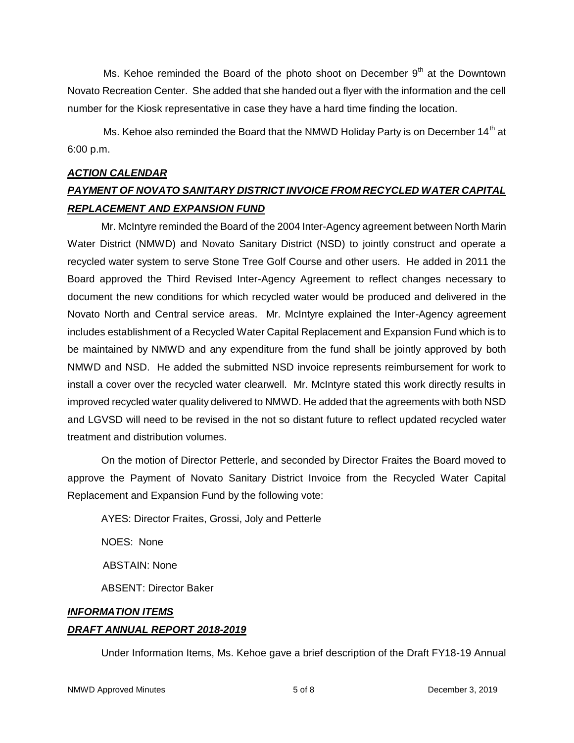Ms. Kehoe reminded the Board of the photo shoot on December 9th at the Downtown Novato Recreation Center. She added that she handed out a flyer with the information and the cell number for the Kiosk representative in case they have a hard time finding the location.

Ms. Kehoe also reminded the Board that the NMWD Holiday Party is on December 14th at 6:00 p.m.

***ACTION CALENDAR***

***PAYMENT OF NOVATO SANITARY DISTRICT INVOICE FROM RECYCLED WATER CAPITAL REPLACEMENT AND EXPANSION FUND***

Mr. McIntyre reminded the Board of the 2004 Inter-Agency agreement between North Marin Water District (NMWD) and Novato Sanitary District (NSD) to jointly construct and operate a recycled water system to serve Stone Tree Golf Course and other users. He added in 2011 the Board approved the Third Revised Inter-Agency Agreement to reflect changes necessary to document the new conditions for which recycled water would be produced and delivered in the Novato North and Central service areas. Mr. McIntyre explained the Inter-Agency agreement includes establishment of a Recycled Water Capital Replacement and Expansion Fund which is to be maintained by NMWD and any expenditure from the fund shall be jointly approved by both NMWD and NSD. He added the submitted NSD invoice represents reimbursement for work to install a cover over the recycled water clearwell. Mr. McIntyre stated this work directly results in improved recycled water quality delivered to NMWD. He added that the agreements with both NSD and LGVSD will need to be revised in the not so distant future to reflect updated recycled water treatment and distribution volumes.

On the motion of Director Petterle, and seconded by Director Fraites the Board moved to approve the Payment of Novato Sanitary District Invoice from the Recycled Water Capital Replacement and Expansion Fund by the following vote:

AYES: Director Fraites, Grossi, Joly and Petterle

NOES: None

ABSTAIN: None

ABSENT: Director Baker

***INFORMATION ITEMS***

***DRAFT ANNUAL REPORT 2018-2019***

Under Information Items, Ms. Kehoe gave a brief description of the Draft FY18-19 Annual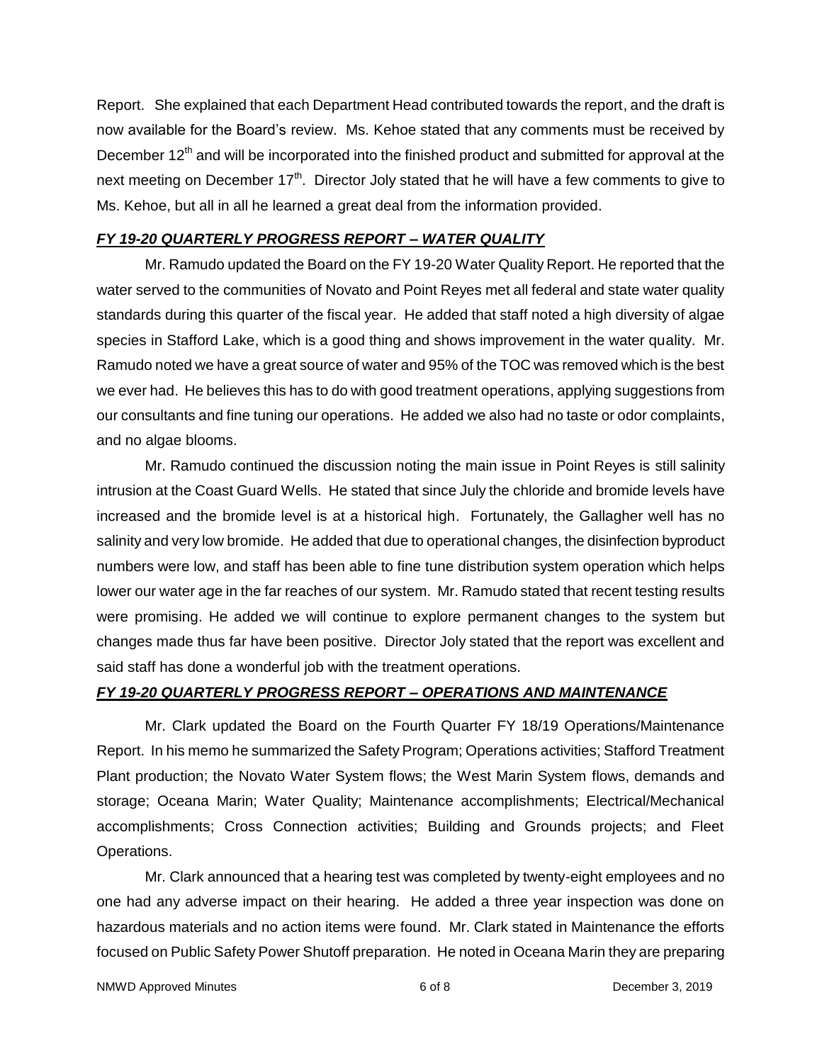Report. She explained that each Department Head contributed towards the report, and the draft is now available for the Board's review. Ms. Kehoe stated that any comments must be received by December 12th and will be incorporated into the finished product and submitted for approval at the next meeting on December 17th. Director Joly stated that he will have a few comments to give to Ms. Kehoe, but all in all he learned a great deal from the information provided.

***FY 19-20 QUARTERLY PROGRESS REPORT – WATER QUALITY***

Mr. Ramudo updated the Board on the FY 19-20 Water Quality Report. He reported that the water served to the communities of Novato and Point Reyes met all federal and state water quality standards during this quarter of the fiscal year. He added that staff noted a high diversity of algae species in Stafford Lake, which is a good thing and shows improvement in the water quality. Mr. Ramudo noted we have a great source of water and 95% of the TOC was removed which is the best we ever had. He believes this has to do with good treatment operations, applying suggestions from our consultants and fine tuning our operations. He added we also had no taste or odor complaints, and no algae blooms.

Mr. Ramudo continued the discussion noting the main issue in Point Reyes is still salinity intrusion at the Coast Guard Wells. He stated that since July the chloride and bromide levels have increased and the bromide level is at a historical high. Fortunately, the Gallagher well has no salinity and very low bromide. He added that due to operational changes, the disinfection byproduct numbers were low, and staff has been able to fine tune distribution system operation which helps lower our water age in the far reaches of our system. Mr. Ramudo stated that recent testing results were promising. He added we will continue to explore permanent changes to the system but changes made thus far have been positive. Director Joly stated that the report was excellent and said staff has done a wonderful job with the treatment operations.

***FY 19-20 QUARTERLY PROGRESS REPORT – OPERATIONS AND MAINTENANCE***

Mr. Clark updated the Board on the Fourth Quarter FY 18/19 Operations/Maintenance Report. In his memo he summarized the Safety Program; Operations activities; Stafford Treatment Plant production; the Novato Water System flows; the West Marin System flows, demands and storage; Oceana Marin; Water Quality; Maintenance accomplishments; Electrical/Mechanical accomplishments; Cross Connection activities; Building and Grounds projects; and Fleet Operations.

Mr. Clark announced that a hearing test was completed by twenty-eight employees and no one had any adverse impact on their hearing. He added a three year inspection was done on hazardous materials and no action items were found. Mr. Clark stated in Maintenance the efforts focused on Public Safety Power Shutoff preparation. He noted in Oceana Marin they are preparing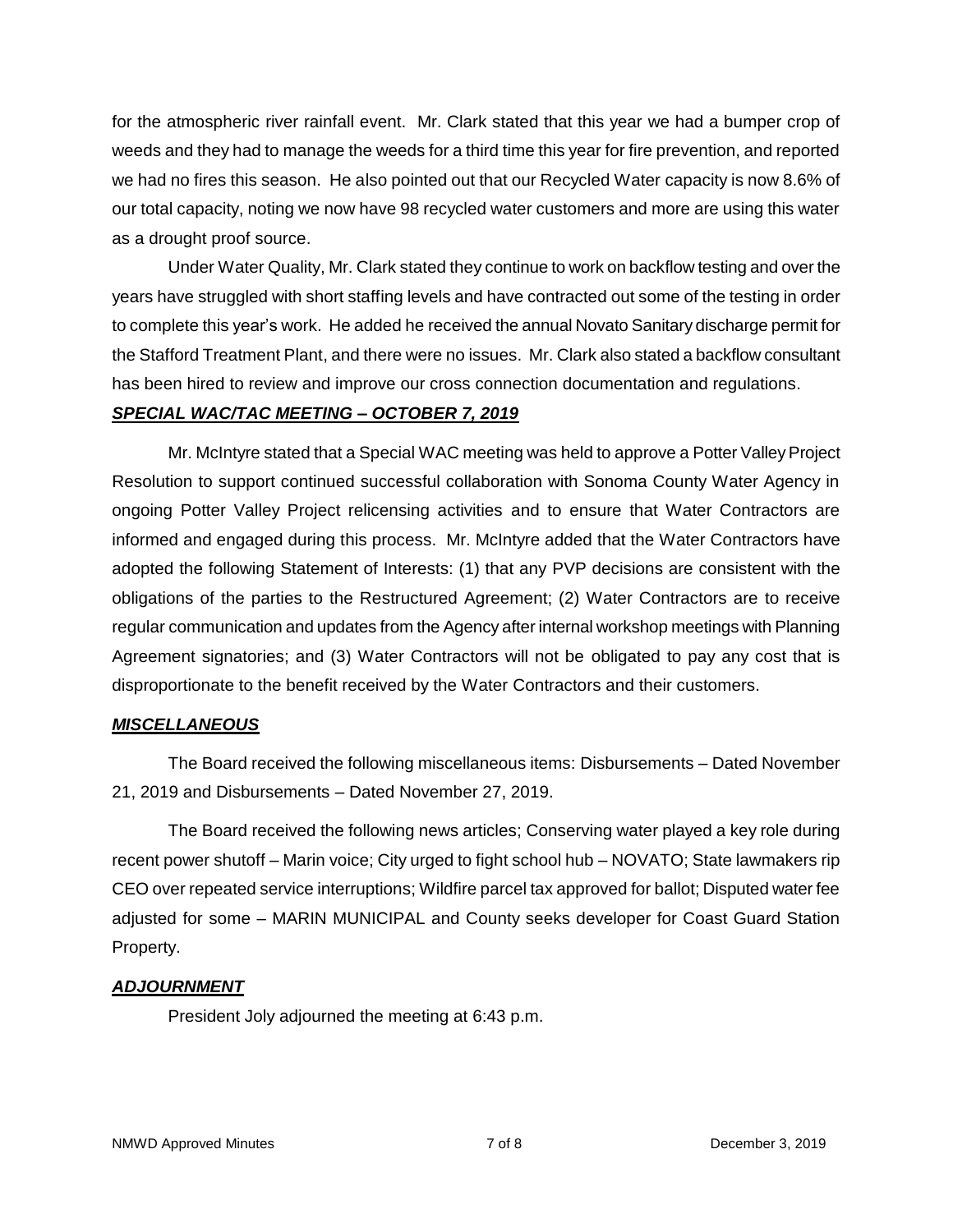for the atmospheric river rainfall event. Mr. Clark stated that this year we had a bumper crop of weeds and they had to manage the weeds for a third time this year for fire prevention, and reported we had no fires this season. He also pointed out that our Recycled Water capacity is now 8.6% of our total capacity, noting we now have 98 recycled water customers and more are using this water as a drought proof source.

Under Water Quality, Mr. Clark stated they continue to work on backflow testing and over the years have struggled with short staffing levels and have contracted out some of the testing in order to complete this year's work. He added he received the annual Novato Sanitary discharge permit for the Stafford Treatment Plant, and there were no issues. Mr. Clark also stated a backflow consultant has been hired to review and improve our cross connection documentation and regulations.

***SPECIAL WAC/TAC MEETING – OCTOBER 7, 2019***

Mr. McIntyre stated that a Special WAC meeting was held to approve a Potter Valley Project Resolution to support continued successful collaboration with Sonoma County Water Agency in ongoing Potter Valley Project relicensing activities and to ensure that Water Contractors are informed and engaged during this process. Mr. McIntyre added that the Water Contractors have adopted the following Statement of Interests: (1) that any PVP decisions are consistent with the obligations of the parties to the Restructured Agreement; (2) Water Contractors are to receive regular communication and updates from the Agency after internal workshop meetings with Planning Agreement signatories; and (3) Water Contractors will not be obligated to pay any cost that is disproportionate to the benefit received by the Water Contractors and their customers.

***MISCELLANEOUS***

The Board received the following miscellaneous items: Disbursements – Dated November 21, 2019 and Disbursements – Dated November 27, 2019.

The Board received the following news articles; Conserving water played a key role during recent power shutoff – Marin voice; City urged to fight school hub – NOVATO; State lawmakers rip CEO over repeated service interruptions; Wildfire parcel tax approved for ballot; Disputed water fee adjusted for some – MARIN MUNICIPAL and County seeks developer for Coast Guard Station Property.

***ADJOURNMENT***

President Joly adjourned the meeting at 6:43 p.m.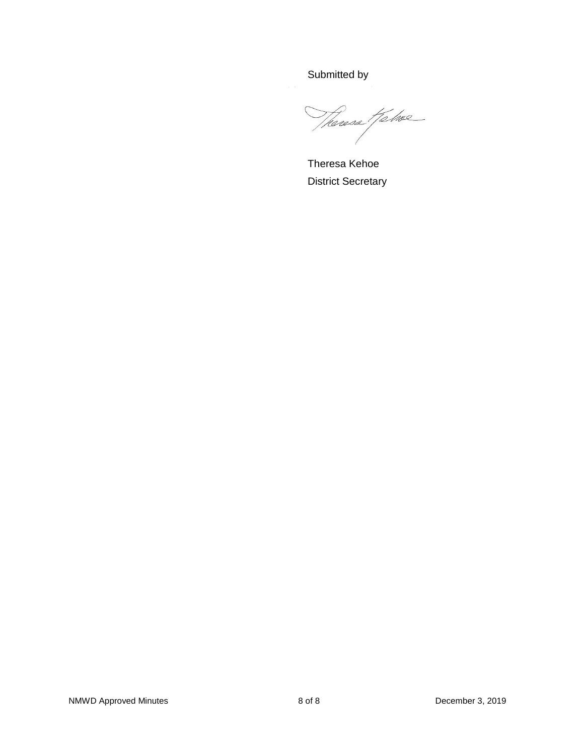Submitted by

Theresa Kehoe

District Secretary